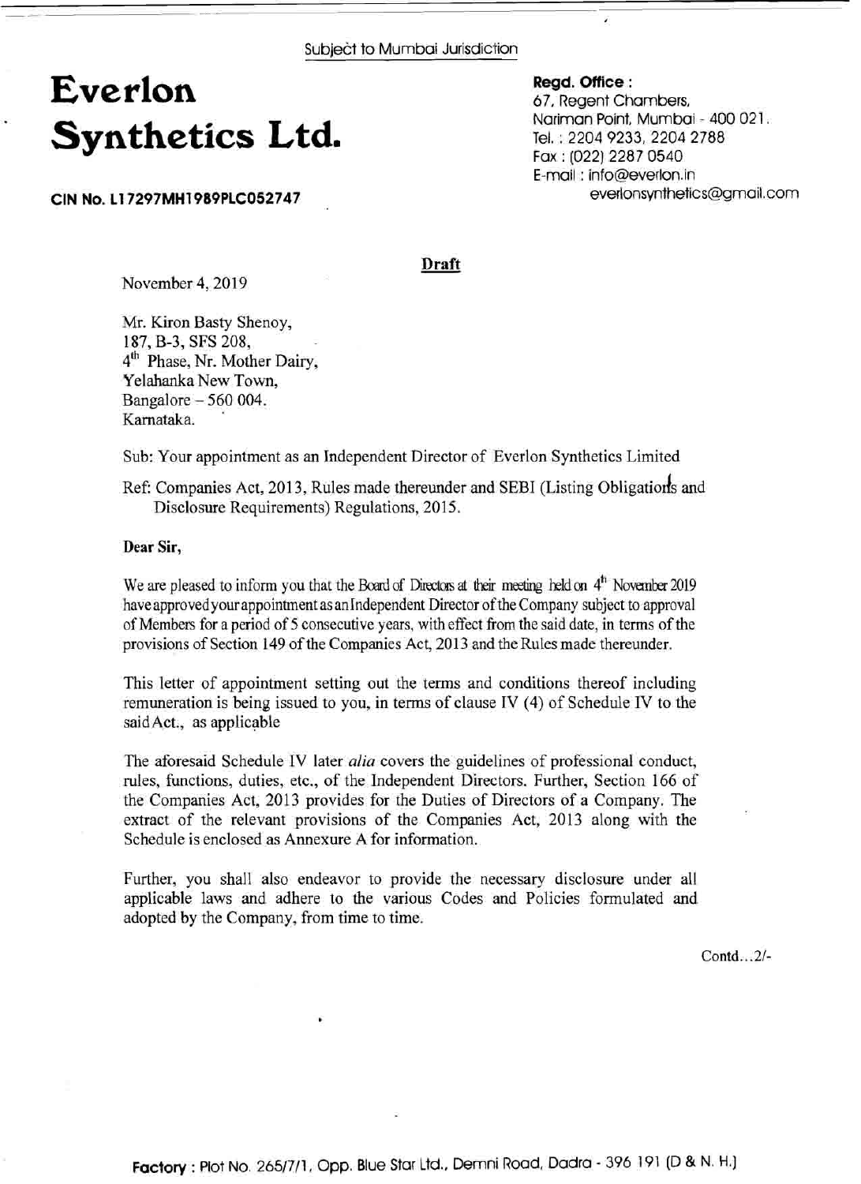Subject to Mumbai Jurisdiction

# Everlon Synthetics Ltd.

**CIN No. L17297MH1989PLC052747**

**Regd. Office :**
67, Regent Chambers,
Nariman Point, Mumbai - 400 021.
Tel. : 2204 9233, 2204 2788
Fax : (022) 2287 0540
E-mail : info@everlon.in
everlonsynthetics@gmail.com

**Draft**

November 4, 2019

Mr. Kiron Basty Shenoy,
187, B-3, SFS 208,
4th Phase, Nr. Mother Dairy,
Yelahanka New Town,
Bangalore – 560 004.
Karnataka.

Sub: Your appointment as an Independent Director of Everlon Synthetics Limited

Ref: Companies Act, 2013, Rules made thereunder and SEBI (Listing Obligations and Disclosure Requirements) Regulations, 2015.

**Dear Sir,**

We are pleased to inform you that the Board of Directors at their meeting held on 4th November 2019 have approved your appointment as an Independent Director of the Company subject to approval of Members for a period of 5 consecutive years, with effect from the said date, in terms of the provisions of Section 149 of the Companies Act, 2013 and the Rules made thereunder.

This letter of appointment setting out the terms and conditions thereof including remuneration is being issued to you, in terms of clause IV (4) of Schedule IV to the said Act., as applicable

The aforesaid Schedule IV later *alia* covers the guidelines of professional conduct, rules, functions, duties, etc., of the Independent Directors. Further, Section 166 of the Companies Act, 2013 provides for the Duties of Directors of a Company. The extract of the relevant provisions of the Companies Act, 2013 along with the Schedule is enclosed as Annexure A for information.

Further, you shall also endeavor to provide the necessary disclosure under all applicable laws and adhere to the various Codes and Policies formulated and adopted by the Company, from time to time.

Contd…2/-

**Factory** : Plot No. 265/7/1, Opp. Blue Star Ltd., Demni Road, Dadra - 396 191 (D & N. H.)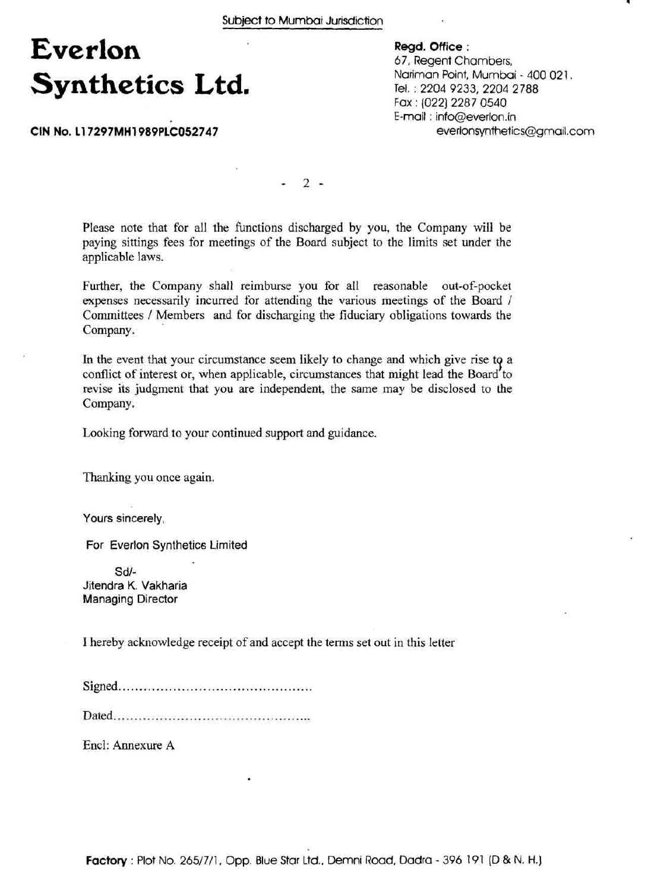Subject to Mumbai Jurisdiction

# Everlon Synthetics Ltd.

**CIN No. L17297MH1989PLC052747**

**Regd. Office :**
67, Regent Chambers,
Nariman Point, Mumbai - 400 021.
Tel. : 2204 9233, 2204 2788
Fax : (022) 2287 0540
E-mail : info@everlon.in
everlonsynthetics@gmail.com

Please note that for all the functions discharged by you, the Company will be paying sittings fees for meetings of the Board subject to the limits set under the applicable laws.

Further, the Company shall reimburse you for all reasonable out-of-pocket expenses necessarily incurred for attending the various meetings of the Board / Committees / Members and for discharging the fiduciary obligations towards the Company.

In the event that your circumstance seem likely to change and which give rise to a conflict of interest or, when applicable, circumstances that might lead the Board to revise its judgment that you are independent, the same may be disclosed to the Company.

Looking forward to your continued support and guidance.

Thanking you once again.

Yours sincerely,

For Everlon Synthetics Limited

Sd/-
Jitendra K. Vakharia
Managing Director

I hereby acknowledge receipt of and accept the terms set out in this letter

Signed..............................................

Dated..............................................

Encl: Annexure A

**Factory** : Plot No. 265/7/1, Opp. Blue Star Ltd., Demni Road, Dadra - 396 191 (D & N. H.)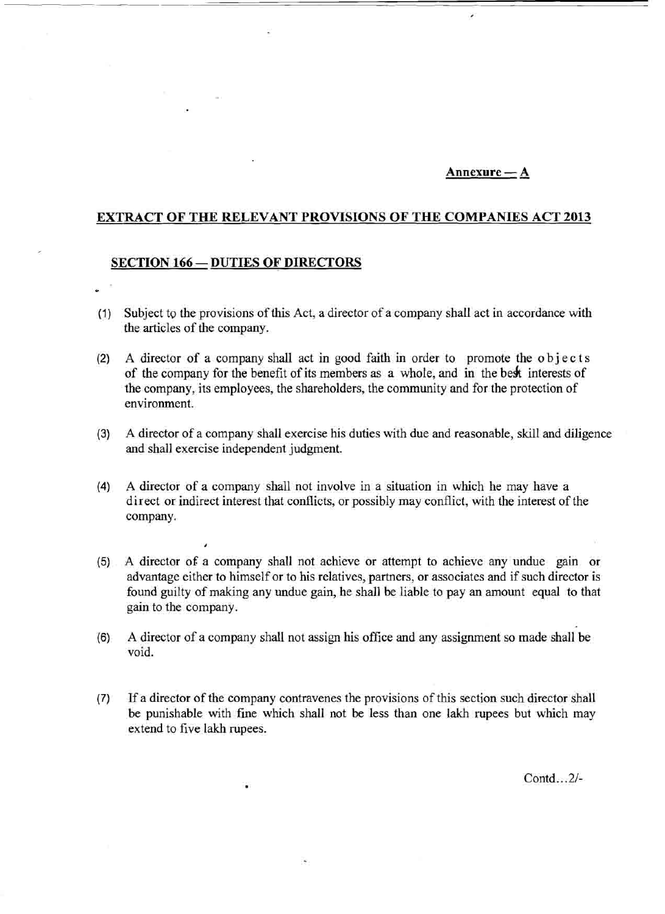**Annexure — A**

## EXTRACT OF THE RELEVANT PROVISIONS OF THE COMPANIES ACT 2013

### SECTION 166 — DUTIES OF DIRECTORS

(1) Subject to the provisions of this Act, a director of a company shall act in accordance with the articles of the company.

(2) A director of a company shall act in good faith in order to promote the objects of the company for the benefit of its members as a whole, and in the best interests of the company, its employees, the shareholders, the community and for the protection of environment.

(3) A director of a company shall exercise his duties with due and reasonable, skill and diligence and shall exercise independent judgment.

(4) A director of a company shall not involve in a situation in which he may have a direct or indirect interest that conflicts, or possibly may conflict, with the interest of the company.

(5) A director of a company shall not achieve or attempt to achieve any undue gain or advantage either to himself or to his relatives, partners, or associates and if such director is found guilty of making any undue gain, he shall be liable to pay an amount equal to that gain to the company.

(6) A director of a company shall not assign his office and any assignment so made shall be void.

(7) If a director of the company contravenes the provisions of this section such director shall be punishable with fine which shall not be less than one lakh rupees but which may extend to five lakh rupees.

Contd...2/-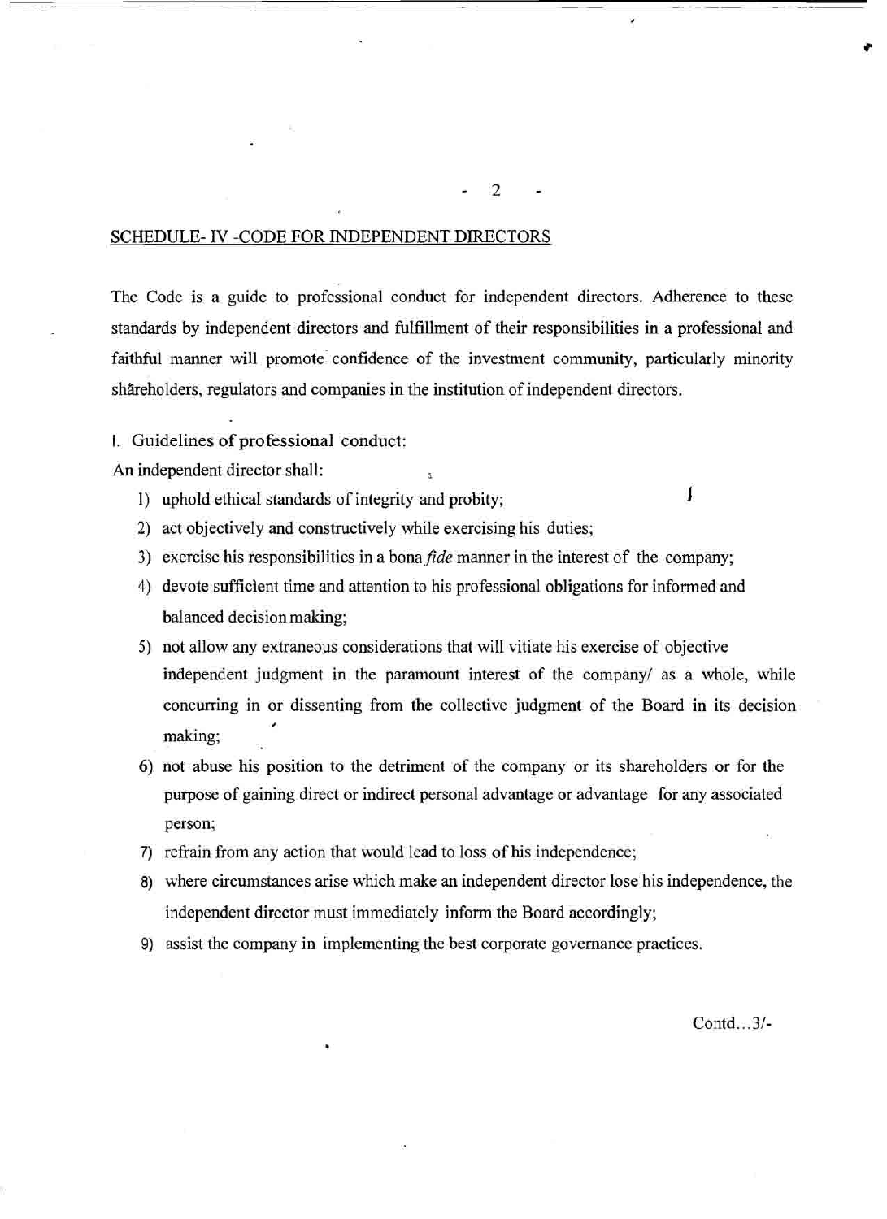## SCHEDULE- IV -CODE FOR INDEPENDENT DIRECTORS

The Code is a guide to professional conduct for independent directors. Adherence to these standards by independent directors and fulfillment of their responsibilities in a professional and faithful manner will promote confidence of the investment community, particularly minority shareholders, regulators and companies in the institution of independent directors.

I. Guidelines of professional conduct:

An independent director shall:

1) uphold ethical standards of integrity and probity;
2) act objectively and constructively while exercising his duties;
3) exercise his responsibilities in a bona *fide* manner in the interest of the company;
4) devote sufficient time and attention to his professional obligations for informed and balanced decision making;
5) not allow any extraneous considerations that will vitiate his exercise of objective independent judgment in the paramount interest of the company/ as a whole, while concurring in or dissenting from the collective judgment of the Board in its decision making;
6) not abuse his position to the detriment of the company or its shareholders or for the purpose of gaining direct or indirect personal advantage or advantage for any associated person;
7) refrain from any action that would lead to loss of his independence;
8) where circumstances arise which make an independent director lose his independence, the independent director must immediately inform the Board accordingly;
9) assist the company in implementing the best corporate governance practices.

Contd...3/-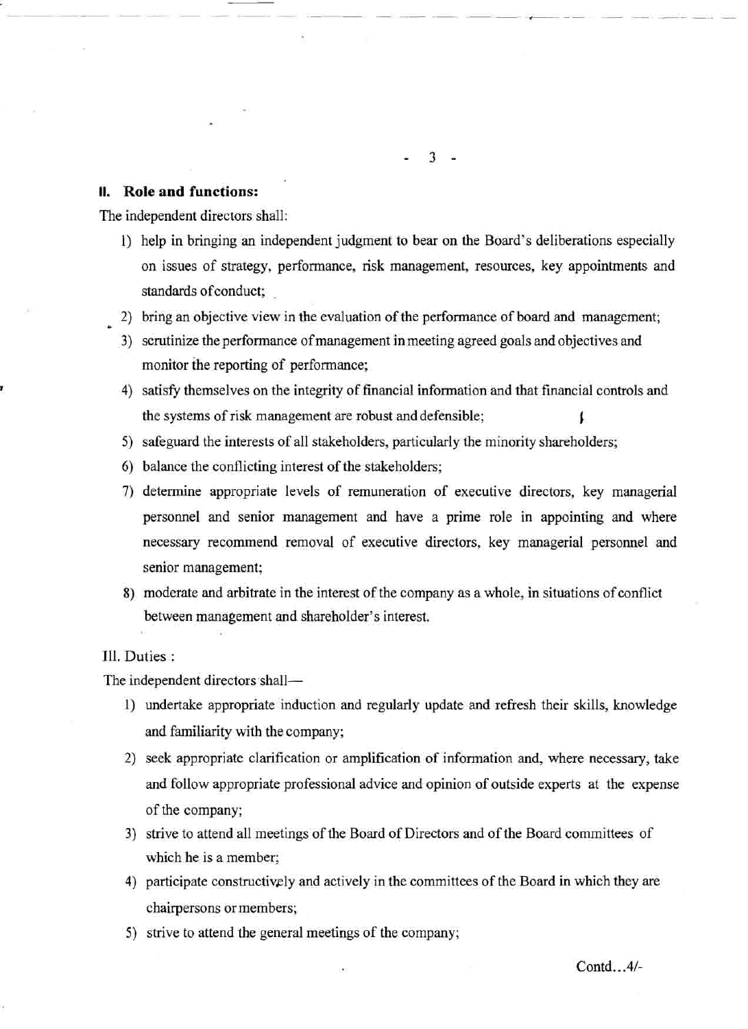## II. Role and functions:

The independent directors shall:

1) help in bringing an independent judgment to bear on the Board's deliberations especially on issues of strategy, performance, risk management, resources, key appointments and standards of conduct;
2) bring an objective view in the evaluation of the performance of board and management;
3) scrutinize the performance of management in meeting agreed goals and objectives and monitor the reporting of performance;
4) satisfy themselves on the integrity of financial information and that financial controls and the systems of risk management are robust and defensible;
5) safeguard the interests of all stakeholders, particularly the minority shareholders;
6) balance the conflicting interest of the stakeholders;
7) determine appropriate levels of remuneration of executive directors, key managerial personnel and senior management and have a prime role in appointing and where necessary recommend removal of executive directors, key managerial personnel and senior management;
8) moderate and arbitrate in the interest of the company as a whole, in situations of conflict between management and shareholder's interest.

## III. Duties :

The independent directors shall—

1) undertake appropriate induction and regularly update and refresh their skills, knowledge and familiarity with the company;
2) seek appropriate clarification or amplification of information and, where necessary, take and follow appropriate professional advice and opinion of outside experts at the expense of the company;
3) strive to attend all meetings of the Board of Directors and of the Board committees of which he is a member;
4) participate constructively and actively in the committees of the Board in which they are chairpersons or members;
5) strive to attend the general meetings of the company;

Contd...4/-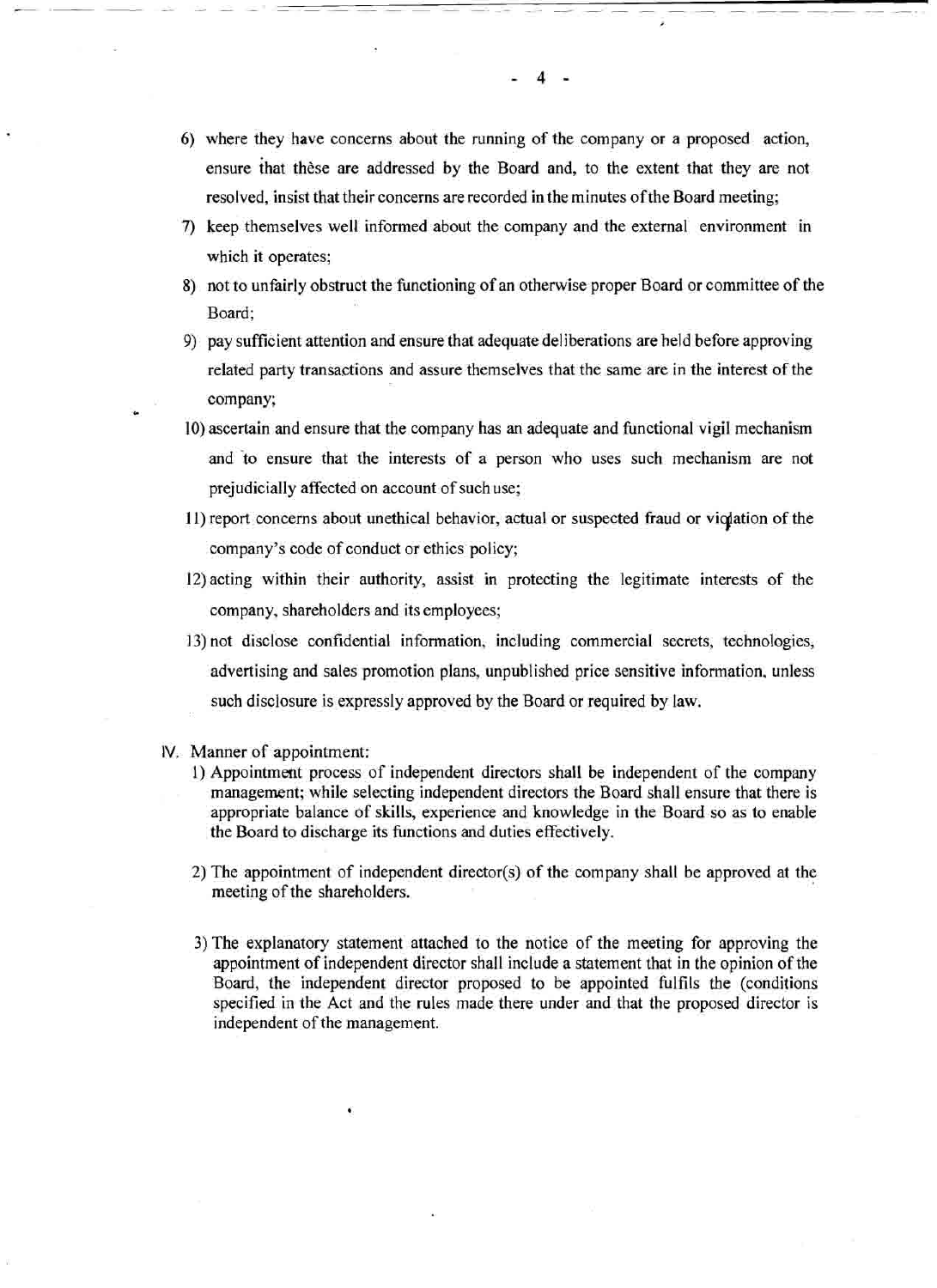6) where they have concerns about the running of the company or a proposed action, ensure that these are addressed by the Board and, to the extent that they are not resolved, insist that their concerns are recorded in the minutes of the Board meeting;
7) keep themselves well informed about the company and the external environment in which it operates;
8) not to unfairly obstruct the functioning of an otherwise proper Board or committee of the Board;
9) pay sufficient attention and ensure that adequate deliberations are held before approving related party transactions and assure themselves that the same are in the interest of the company;
10) ascertain and ensure that the company has an adequate and functional vigil mechanism and to ensure that the interests of a person who uses such mechanism are not prejudicially affected on account of such use;
11) report concerns about unethical behavior, actual or suspected fraud or violation of the company's code of conduct or ethics policy;
12) acting within their authority, assist in protecting the legitimate interests of the company, shareholders and its employees;
13) not disclose confidential information, including commercial secrets, technologies, advertising and sales promotion plans, unpublished price sensitive information, unless such disclosure is expressly approved by the Board or required by law.

IV. Manner of appointment:

1) Appointment process of independent directors shall be independent of the company management; while selecting independent directors the Board shall ensure that there is appropriate balance of skills, experience and knowledge in the Board so as to enable the Board to discharge its functions and duties effectively.

2) The appointment of independent director(s) of the company shall be approved at the meeting of the shareholders.

3) The explanatory statement attached to the notice of the meeting for approving the appointment of independent director shall include a statement that in the opinion of the Board, the independent director proposed to be appointed fulfils the (conditions specified in the Act and the rules made there under and that the proposed director is independent of the management.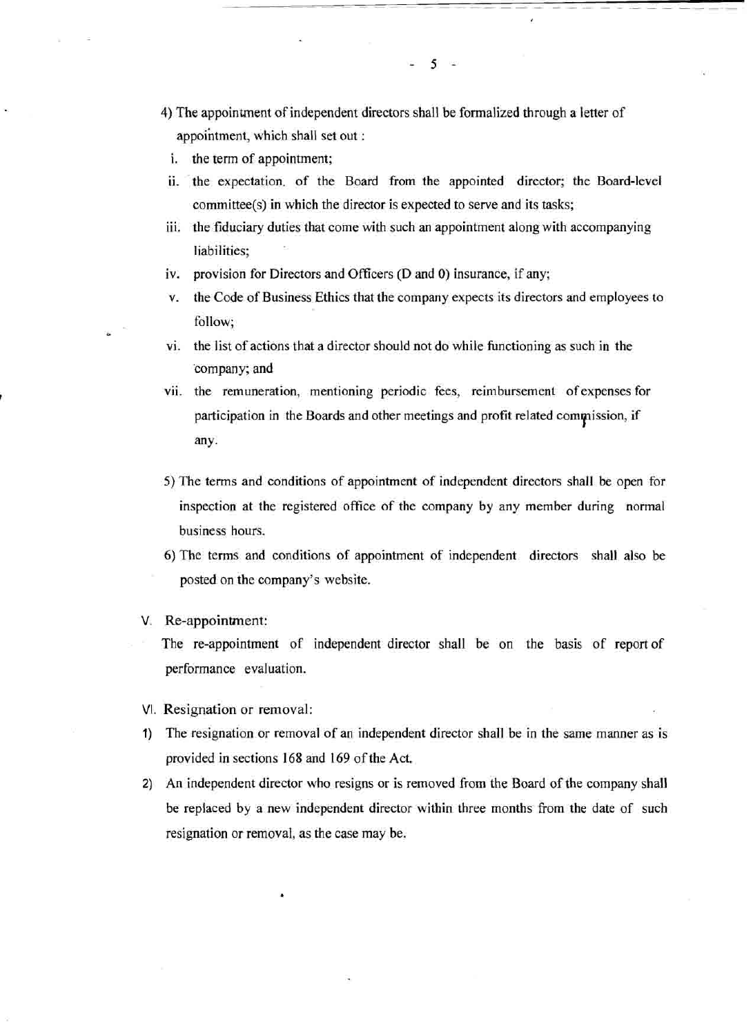4) The appointment of independent directors shall be formalized through a letter of appointment, which shall set out :

   i. the term of appointment;
   ii. the expectation of the Board from the appointed director; the Board-level committee(s) in which the director is expected to serve and its tasks;
   iii. the fiduciary duties that come with such an appointment along with accompanying liabilities;
   iv. provision for Directors and Officers (D and 0) insurance, if any;
   v. the Code of Business Ethics that the company expects its directors and employees to follow;
   vi. the list of actions that a director should not do while functioning as such in the company; and
   vii. the remuneration, mentioning periodic fees, reimbursement of expenses for participation in the Boards and other meetings and profit related commission, if any.

5) The terms and conditions of appointment of independent directors shall be open for inspection at the registered office of the company by any member during normal business hours.

6) The terms and conditions of appointment of independent directors shall also be posted on the company's website.

V. Re-appointment:

The re-appointment of independent director shall be on the basis of report of performance evaluation.

VI. Resignation or removal:

1) The resignation or removal of an independent director shall be in the same manner as is provided in sections 168 and 169 of the Act.
2) An independent director who resigns or is removed from the Board of the company shall be replaced by a new independent director within three months from the date of such resignation or removal, as the case may be.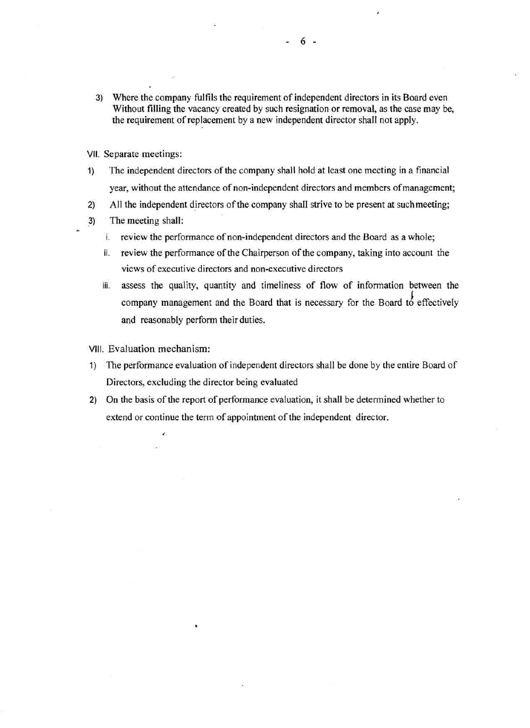3) Where the company fulfils the requirement of independent directors in its Board even Without filling the vacancy created by such resignation or removal, as the case may be, the requirement of replacement by a new independent director shall not apply.

VII. Separate meetings:

1) The independent directors of the company shall hold at least one meeting in a financial year, without the attendance of non-independent directors and members of management;
2) All the independent directors of the company shall strive to be present at such meeting;
3) The meeting shall:
   i. review the performance of non-independent directors and the Board as a whole;
   ii. review the performance of the Chairperson of the company, taking into account the views of executive directors and non-executive directors
   iii. assess the quality, quantity and timeliness of flow of information between the company management and the Board that is necessary for the Board to effectively and reasonably perform their duties.

VIII. Evaluation mechanism:

1) The performance evaluation of independent directors shall be done by the entire Board of Directors, excluding the director being evaluated
2) On the basis of the report of performance evaluation, it shall be determined whether to extend or continue the term of appointment of the independent director.